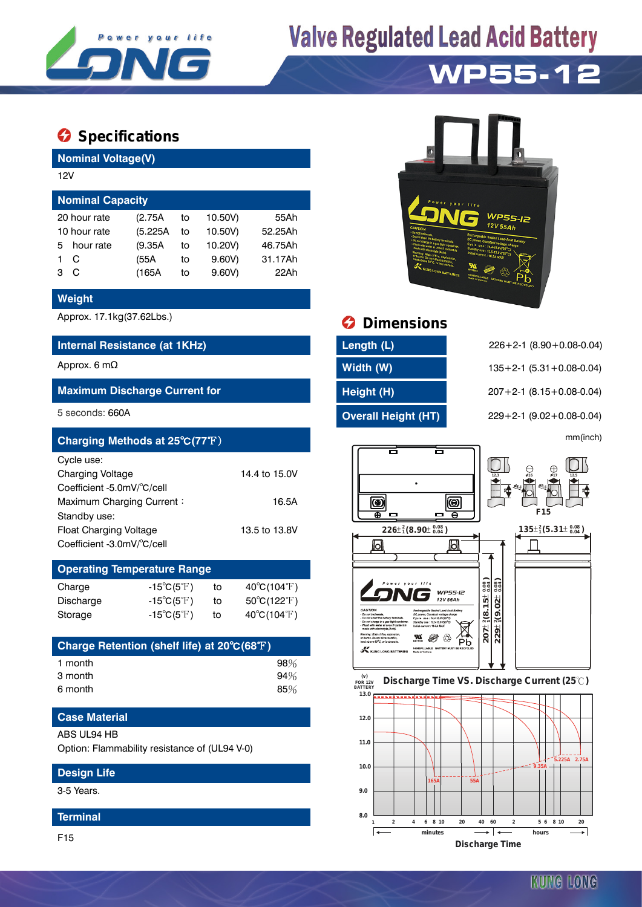# Valve Regulated Lead Acid Battery

# WP55-12

## Specifications

### Nominal Voltage(V)

12V

### Nominal Capacity

| | | | | |
|---|---|---|---|---|
| 20 hour rate | (2.75A | to | 10.50V) | 55Ah |
| 10 hour rate | (5.225A | to | 10.50V) | 52.25Ah |
| 5 hour rate | (9.35A | to | 10.20V) | 46.75Ah |
| 1 C | (55A | to | 9.60V) | 31.17Ah |
| 3 C | (165A | to | 9.60V) | 22Ah |

### Weight

Approx. 17.1kg(37.62Lbs.)

### Internal Resistance (at 1KHz)

Approx. 6 mΩ

### Maximum Discharge Current for

5 seconds: 660A

### Charging Methods at 25℃(77℉)

Cycle use:

| | |
|---|---|
| Charging Voltage | 14.4 to 15.0V |
| Coefficient -5.0mV/℃/cell | |
| Maximum Charging Current： | 16.5A |

Standby use:

| | |
|---|---|
| Float Charging Voltage | 13.5 to 13.8V |
| Coefficient -3.0mV/℃/cell | |

### Operating Temperature Range

| | | | |
|---|---|---|---|
| Charge | -15℃(5℉) | to | 40℃(104℉) |
| Discharge | -15℃(5℉) | to | 50℃(122℉) |
| Storage | -15℃(5℉) | to | 40℃(104℉) |

### Charge Retention (shelf life) at 20℃(68℉)

| | |
|---|---|
| 1 month | 98% |
| 3 month | 94% |
| 6 month | 85% |

### Case Material

ABS UL94 HB

Option: Flammability resistance of (UL94 V-0)

### Design Life

3-5 Years.

### Terminal

F15

## Dimensions

| | |
|---|---|
| Length (L) | 226+2-1 (8.90+0.08-0.04) |
| Width (W) | 135+2-1 (5.31+0.08-0.04) |
| Height (H) | 207+2-1 (8.15+0.08-0.04) |
| Overall Height (HT) | 229+2-1 (9.02+0.08-0.04) |

mm(inch)

Discharge Time VS. Discharge Current (25℃)

Discharge Time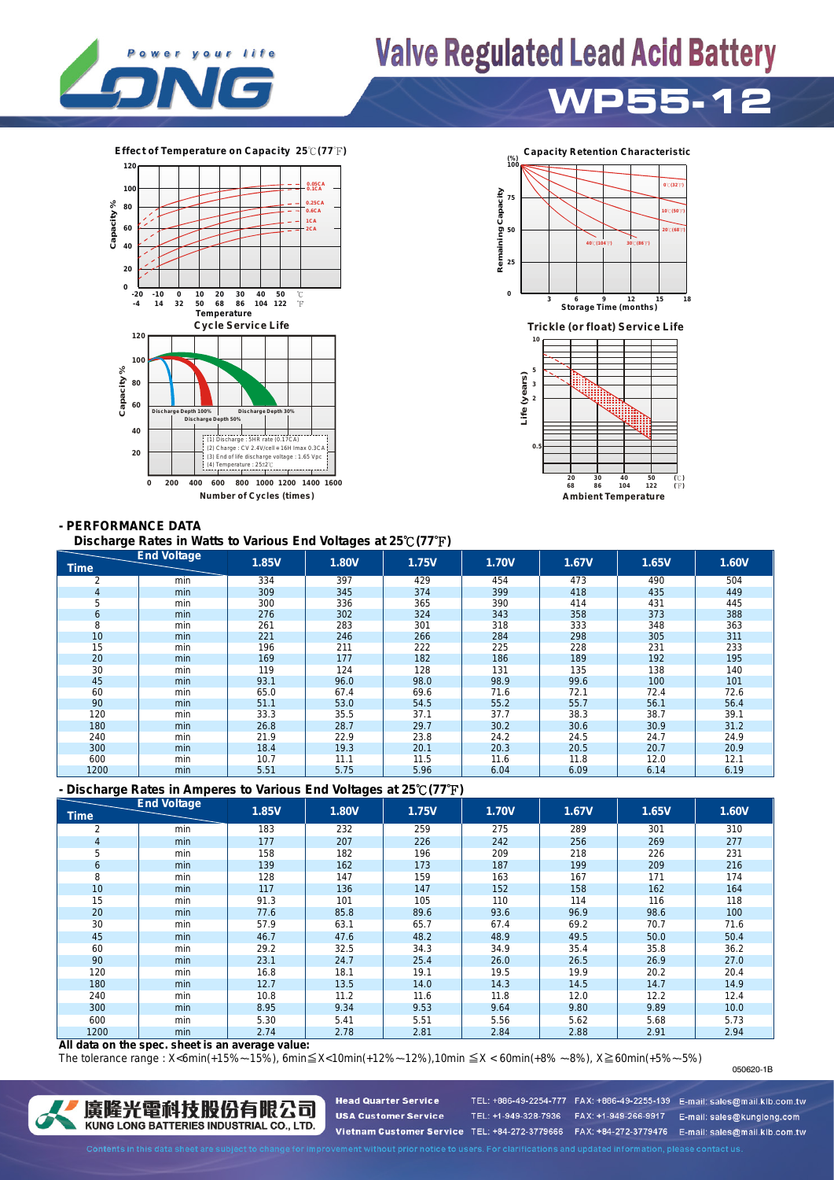Power your life

LONG

# Valve Regulated Lead Acid Battery

# WP55-12

### Effect of Temperature on Capacity 25℃(77℉)

Capacity %

120
100
80
60
40
20
0

0.05CA
0.1CA
0.25CA
0.6CA
1CA
2CA

-20 -10 0 10 20 30 40 50 ℃
-4 14 32 50 68 86 104 122 ℉

Temperature

### Capacity Retention Characteristic

(%)
100
75
50
25
0

Remaining Capacity

0℃(32℉)
10℃(50℉)
20℃(68℉)
40℃(104℉)
30℃(86℉)

3 6 9 12 15 18

Storage Time (months)

### Cycle Service Life

Capacity %

120
100
80
60
40
20

Discharge Depth 100%
Discharge Depth 30%
Discharge Depth 50%

(1) Discharge : 5HR rate (0.17CA)
(2) Charge : CV 2.4V/cell ≒ 16H Imax 0.3CA
(3) End of life discharge voltage : 1.65 Vpc
(4) Temperature : 25±2℃

0 200 400 600 800 1000 1200 1400 1600

Number of Cycles (times)

### Trickle (or float) Service Life

Life (years)

10
5
3
2
0.5

20 30 40 50 (℃)
68 86 104 122 (℉)

Ambient Temperature

## - PERFORMANCE DATA

### Discharge Rates in Watts to Various End Voltages at 25℃(77℉)

| Time | End Voltage | 1.85V | 1.80V | 1.75V | 1.70V | 1.67V | 1.65V | 1.60V |
|---|---|---|---|---|---|---|---|---|
| 2 | min | 334 | 397 | 429 | 454 | 473 | 490 | 504 |
| 4 | min | 309 | 345 | 374 | 399 | 418 | 435 | 449 |
| 5 | min | 300 | 336 | 365 | 390 | 414 | 431 | 445 |
| 6 | min | 276 | 302 | 324 | 343 | 358 | 373 | 388 |
| 8 | min | 261 | 283 | 301 | 318 | 333 | 348 | 363 |
| 10 | min | 221 | 246 | 266 | 284 | 298 | 305 | 311 |
| 15 | min | 196 | 211 | 222 | 225 | 228 | 231 | 233 |
| 20 | min | 169 | 177 | 182 | 186 | 189 | 192 | 195 |
| 30 | min | 119 | 124 | 128 | 131 | 135 | 138 | 140 |
| 45 | min | 93.1 | 96.0 | 98.0 | 98.9 | 99.6 | 100 | 101 |
| 60 | min | 65.0 | 67.4 | 69.6 | 71.6 | 72.1 | 72.4 | 72.6 |
| 90 | min | 51.1 | 53.0 | 54.5 | 55.2 | 55.7 | 56.1 | 56.4 |
| 120 | min | 33.3 | 35.5 | 37.1 | 37.7 | 38.3 | 38.7 | 39.1 |
| 180 | min | 26.8 | 28.7 | 29.7 | 30.2 | 30.6 | 30.9 | 31.2 |
| 240 | min | 21.9 | 22.9 | 23.8 | 24.2 | 24.5 | 24.7 | 24.9 |
| 300 | min | 18.4 | 19.3 | 20.1 | 20.3 | 20.5 | 20.7 | 20.9 |
| 600 | min | 10.7 | 11.1 | 11.5 | 11.6 | 11.8 | 12.0 | 12.1 |
| 1200 | min | 5.51 | 5.75 | 5.96 | 6.04 | 6.09 | 6.14 | 6.19 |

### - Discharge Rates in Amperes to Various End Voltages at 25℃(77℉)

| Time | End Voltage | 1.85V | 1.80V | 1.75V | 1.70V | 1.67V | 1.65V | 1.60V |
|---|---|---|---|---|---|---|---|---|
| 2 | min | 183 | 232 | 259 | 275 | 289 | 301 | 310 |
| 4 | min | 177 | 207 | 226 | 242 | 256 | 269 | 277 |
| 5 | min | 158 | 182 | 196 | 209 | 218 | 226 | 231 |
| 6 | min | 139 | 162 | 173 | 187 | 199 | 209 | 216 |
| 8 | min | 128 | 147 | 159 | 163 | 167 | 171 | 174 |
| 10 | min | 117 | 136 | 147 | 152 | 158 | 162 | 164 |
| 15 | min | 91.3 | 101 | 105 | 110 | 114 | 116 | 118 |
| 20 | min | 77.6 | 85.8 | 89.6 | 93.6 | 96.9 | 98.6 | 100 |
| 30 | min | 57.9 | 63.1 | 65.7 | 67.4 | 69.2 | 70.7 | 71.6 |
| 45 | min | 46.7 | 47.6 | 48.2 | 48.9 | 49.5 | 50.0 | 50.4 |
| 60 | min | 29.2 | 32.5 | 34.3 | 34.9 | 35.4 | 35.8 | 36.2 |
| 90 | min | 23.1 | 24.7 | 25.4 | 26.0 | 26.5 | 26.9 | 27.0 |
| 120 | min | 16.8 | 18.1 | 19.1 | 19.5 | 19.9 | 20.2 | 20.4 |
| 180 | min | 12.7 | 13.5 | 14.0 | 14.3 | 14.5 | 14.7 | 14.9 |
| 240 | min | 10.8 | 11.2 | 11.6 | 11.8 | 12.0 | 12.2 | 12.4 |
| 300 | min | 8.95 | 9.34 | 9.53 | 9.64 | 9.80 | 9.89 | 10.0 |
| 600 | min | 5.30 | 5.41 | 5.51 | 5.56 | 5.62 | 5.68 | 5.73 |
| 1200 | min | 2.74 | 2.78 | 2.81 | 2.84 | 2.88 | 2.91 | 2.94 |

**All data on the spec. sheet is an average value:**

The tolerance range : X<6min(+15%~15%), 6min≦X<10min(+12%~12%),10min ≦X < 60min(+8% ~8%), X≧60min(+5%~5%)

050620-1B

廣隆光電科技股份有限公司
KUNG LONG BATTERIES INDUSTRIAL CO., LTD.

| | | | |
|---|---|---|---|
| Head Quarter Service | TEL: +886-49-2254-777 | FAX: +886-49-2255-139 | E-mail: sales@mail.klb.com.tw |
| USA Customer Service | TEL: +1-949-328-7936 | FAX: +1-949-266-9917 | E-mail: sales@kunglong.com |
| Vietnam Customer Service | TEL: +84-272-3779666 | FAX: +84-272-3779476 | E-mail: sales@mail.klb.com.tw |

Contents in this data sheet are subject to change for improvement without prior notice to users. For clarifications and updated information, please contact us.